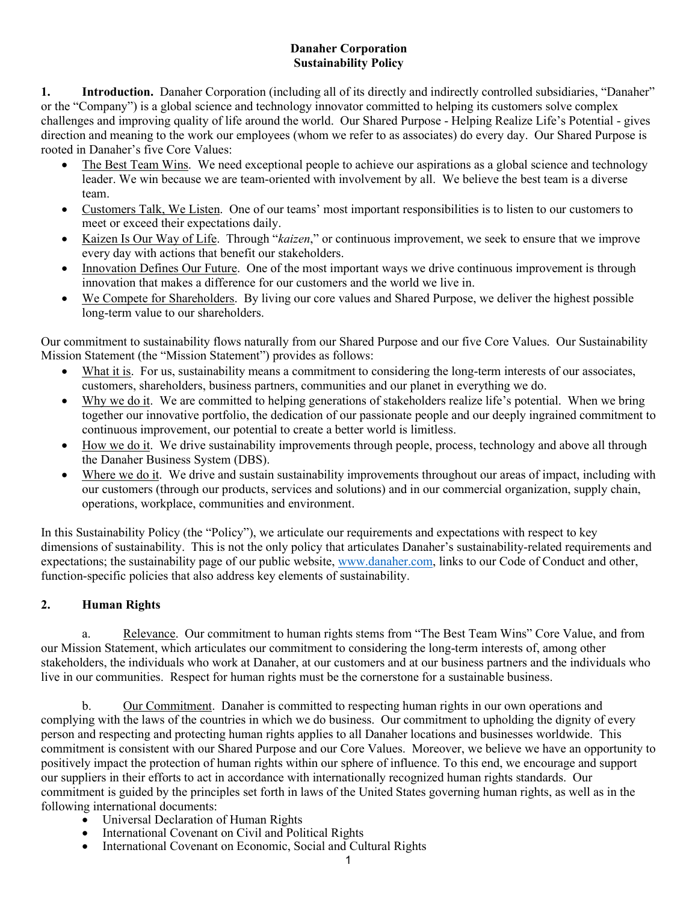**Danaher Corporation**
**Sustainability Policy**

**1. Introduction.** Danaher Corporation (including all of its directly and indirectly controlled subsidiaries, "Danaher" or the "Company") is a global science and technology innovator committed to helping its customers solve complex challenges and improving quality of life around the world. Our Shared Purpose - Helping Realize Life's Potential - gives direction and meaning to the work our employees (whom we refer to as associates) do every day. Our Shared Purpose is rooted in Danaher's five Core Values:

- The Best Team Wins. We need exceptional people to achieve our aspirations as a global science and technology leader. We win because we are team-oriented with involvement by all. We believe the best team is a diverse team.
- Customers Talk, We Listen. One of our teams' most important responsibilities is to listen to our customers to meet or exceed their expectations daily.
- Kaizen Is Our Way of Life. Through "*kaizen*," or continuous improvement, we seek to ensure that we improve every day with actions that benefit our stakeholders.
- Innovation Defines Our Future. One of the most important ways we drive continuous improvement is through innovation that makes a difference for our customers and the world we live in.
- We Compete for Shareholders. By living our core values and Shared Purpose, we deliver the highest possible long-term value to our shareholders.

Our commitment to sustainability flows naturally from our Shared Purpose and our five Core Values. Our Sustainability Mission Statement (the "Mission Statement") provides as follows:

- What it is. For us, sustainability means a commitment to considering the long-term interests of our associates, customers, shareholders, business partners, communities and our planet in everything we do.
- Why we do it. We are committed to helping generations of stakeholders realize life's potential. When we bring together our innovative portfolio, the dedication of our passionate people and our deeply ingrained commitment to continuous improvement, our potential to create a better world is limitless.
- How we do it. We drive sustainability improvements through people, process, technology and above all through the Danaher Business System (DBS).
- Where we do it. We drive and sustain sustainability improvements throughout our areas of impact, including with our customers (through our products, services and solutions) and in our commercial organization, supply chain, operations, workplace, communities and environment.

In this Sustainability Policy (the "Policy"), we articulate our requirements and expectations with respect to key dimensions of sustainability. This is not the only policy that articulates Danaher's sustainability-related requirements and expectations; the sustainability page of our public website, www.danaher.com, links to our Code of Conduct and other, function-specific policies that also address key elements of sustainability.

## 2. Human Rights

a. Relevance. Our commitment to human rights stems from "The Best Team Wins" Core Value, and from our Mission Statement, which articulates our commitment to considering the long-term interests of, among other stakeholders, the individuals who work at Danaher, at our customers and at our business partners and the individuals who live in our communities. Respect for human rights must be the cornerstone for a sustainable business.

b. Our Commitment. Danaher is committed to respecting human rights in our own operations and complying with the laws of the countries in which we do business. Our commitment to upholding the dignity of every person and respecting and protecting human rights applies to all Danaher locations and businesses worldwide. This commitment is consistent with our Shared Purpose and our Core Values. Moreover, we believe we have an opportunity to positively impact the protection of human rights within our sphere of influence. To this end, we encourage and support our suppliers in their efforts to act in accordance with internationally recognized human rights standards. Our commitment is guided by the principles set forth in laws of the United States governing human rights, as well as in the following international documents:

- Universal Declaration of Human Rights
- International Covenant on Civil and Political Rights
- International Covenant on Economic, Social and Cultural Rights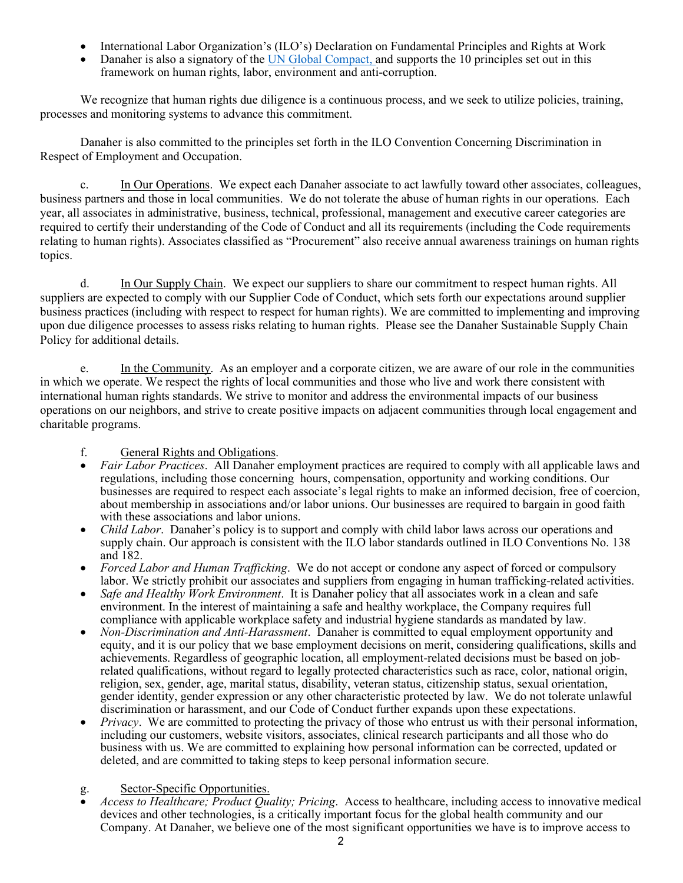- International Labor Organization's (ILO's) Declaration on Fundamental Principles and Rights at Work
- Danaher is also a signatory of the [UN Global Compact,](#) and supports the 10 principles set out in this framework on human rights, labor, environment and anti-corruption.

We recognize that human rights due diligence is a continuous process, and we seek to utilize policies, training, processes and monitoring systems to advance this commitment.

Danaher is also committed to the principles set forth in the ILO Convention Concerning Discrimination in Respect of Employment and Occupation.

c. In Our Operations. We expect each Danaher associate to act lawfully toward other associates, colleagues, business partners and those in local communities. We do not tolerate the abuse of human rights in our operations. Each year, all associates in administrative, business, technical, professional, management and executive career categories are required to certify their understanding of the Code of Conduct and all its requirements (including the Code requirements relating to human rights). Associates classified as "Procurement" also receive annual awareness trainings on human rights topics.

d. In Our Supply Chain. We expect our suppliers to share our commitment to respect human rights. All suppliers are expected to comply with our Supplier Code of Conduct, which sets forth our expectations around supplier business practices (including with respect to respect for human rights). We are committed to implementing and improving upon due diligence processes to assess risks relating to human rights. Please see the Danaher Sustainable Supply Chain Policy for additional details.

e. In the Community. As an employer and a corporate citizen, we are aware of our role in the communities in which we operate. We respect the rights of local communities and those who live and work there consistent with international human rights standards. We strive to monitor and address the environmental impacts of our business operations on our neighbors, and strive to create positive impacts on adjacent communities through local engagement and charitable programs.

f. General Rights and Obligations.

- *Fair Labor Practices*. All Danaher employment practices are required to comply with all applicable laws and regulations, including those concerning hours, compensation, opportunity and working conditions. Our businesses are required to respect each associate's legal rights to make an informed decision, free of coercion, about membership in associations and/or labor unions. Our businesses are required to bargain in good faith with these associations and labor unions.
- *Child Labor*. Danaher's policy is to support and comply with child labor laws across our operations and supply chain. Our approach is consistent with the ILO labor standards outlined in ILO Conventions No. 138 and 182.
- *Forced Labor and Human Trafficking*. We do not accept or condone any aspect of forced or compulsory labor. We strictly prohibit our associates and suppliers from engaging in human trafficking-related activities.
- *Safe and Healthy Work Environment*. It is Danaher policy that all associates work in a clean and safe environment. In the interest of maintaining a safe and healthy workplace, the Company requires full compliance with applicable workplace safety and industrial hygiene standards as mandated by law.
- *Non-Discrimination and Anti-Harassment*. Danaher is committed to equal employment opportunity and equity, and it is our policy that we base employment decisions on merit, considering qualifications, skills and achievements. Regardless of geographic location, all employment-related decisions must be based on job-related qualifications, without regard to legally protected characteristics such as race, color, national origin, religion, sex, gender, age, marital status, disability, veteran status, citizenship status, sexual orientation, gender identity, gender expression or any other characteristic protected by law. We do not tolerate unlawful discrimination or harassment, and our Code of Conduct further expands upon these expectations.
- *Privacy*. We are committed to protecting the privacy of those who entrust us with their personal information, including our customers, website visitors, associates, clinical research participants and all those who do business with us. We are committed to explaining how personal information can be corrected, updated or deleted, and are committed to taking steps to keep personal information secure.

g. Sector-Specific Opportunities.

- *Access to Healthcare; Product Quality; Pricing*. Access to healthcare, including access to innovative medical devices and other technologies, is a critically important focus for the global health community and our Company. At Danaher, we believe one of the most significant opportunities we have is to improve access to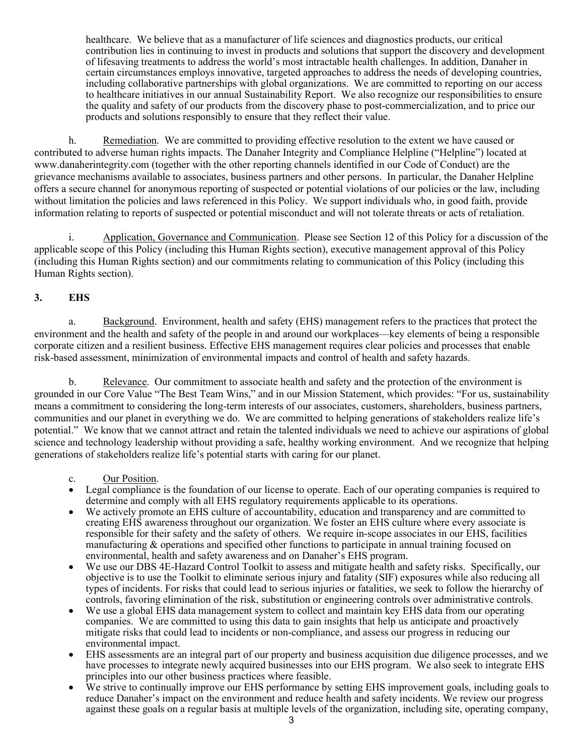healthcare. We believe that as a manufacturer of life sciences and diagnostics products, our critical contribution lies in continuing to invest in products and solutions that support the discovery and development of lifesaving treatments to address the world's most intractable health challenges. In addition, Danaher in certain circumstances employs innovative, targeted approaches to address the needs of developing countries, including collaborative partnerships with global organizations. We are committed to reporting on our access to healthcare initiatives in our annual Sustainability Report. We also recognize our responsibilities to ensure the quality and safety of our products from the discovery phase to post-commercialization, and to price our products and solutions responsibly to ensure that they reflect their value.

h. Remediation. We are committed to providing effective resolution to the extent we have caused or contributed to adverse human rights impacts. The Danaher Integrity and Compliance Helpline ("Helpline") located at www.danaherintegrity.com (together with the other reporting channels identified in our Code of Conduct) are the grievance mechanisms available to associates, business partners and other persons. In particular, the Danaher Helpline offers a secure channel for anonymous reporting of suspected or potential violations of our policies or the law, including without limitation the policies and laws referenced in this Policy. We support individuals who, in good faith, provide information relating to reports of suspected or potential misconduct and will not tolerate threats or acts of retaliation.

i. Application, Governance and Communication. Please see Section 12 of this Policy for a discussion of the applicable scope of this Policy (including this Human Rights section), executive management approval of this Policy (including this Human Rights section) and our commitments relating to communication of this Policy (including this Human Rights section).

## 3. EHS

a. Background. Environment, health and safety (EHS) management refers to the practices that protect the environment and the health and safety of the people in and around our workplaces—key elements of being a responsible corporate citizen and a resilient business. Effective EHS management requires clear policies and processes that enable risk-based assessment, minimization of environmental impacts and control of health and safety hazards.

b. Relevance. Our commitment to associate health and safety and the protection of the environment is grounded in our Core Value "The Best Team Wins," and in our Mission Statement, which provides: "For us, sustainability means a commitment to considering the long-term interests of our associates, customers, shareholders, business partners, communities and our planet in everything we do. We are committed to helping generations of stakeholders realize life's potential." We know that we cannot attract and retain the talented individuals we need to achieve our aspirations of global science and technology leadership without providing a safe, healthy working environment. And we recognize that helping generations of stakeholders realize life's potential starts with caring for our planet.

c. Our Position.

- Legal compliance is the foundation of our license to operate. Each of our operating companies is required to determine and comply with all EHS regulatory requirements applicable to its operations.
- We actively promote an EHS culture of accountability, education and transparency and are committed to creating EHS awareness throughout our organization. We foster an EHS culture where every associate is responsible for their safety and the safety of others. We require in-scope associates in our EHS, facilities manufacturing & operations and specified other functions to participate in annual training focused on environmental, health and safety awareness and on Danaher's EHS program.
- We use our DBS 4E-Hazard Control Toolkit to assess and mitigate health and safety risks. Specifically, our objective is to use the Toolkit to eliminate serious injury and fatality (SIF) exposures while also reducing all types of incidents. For risks that could lead to serious injuries or fatalities, we seek to follow the hierarchy of controls, favoring elimination of the risk, substitution or engineering controls over administrative controls.
- We use a global EHS data management system to collect and maintain key EHS data from our operating companies. We are committed to using this data to gain insights that help us anticipate and proactively mitigate risks that could lead to incidents or non-compliance, and assess our progress in reducing our environmental impact.
- EHS assessments are an integral part of our property and business acquisition due diligence processes, and we have processes to integrate newly acquired businesses into our EHS program. We also seek to integrate EHS principles into our other business practices where feasible.
- We strive to continually improve our EHS performance by setting EHS improvement goals, including goals to reduce Danaher's impact on the environment and reduce health and safety incidents. We review our progress against these goals on a regular basis at multiple levels of the organization, including site, operating company,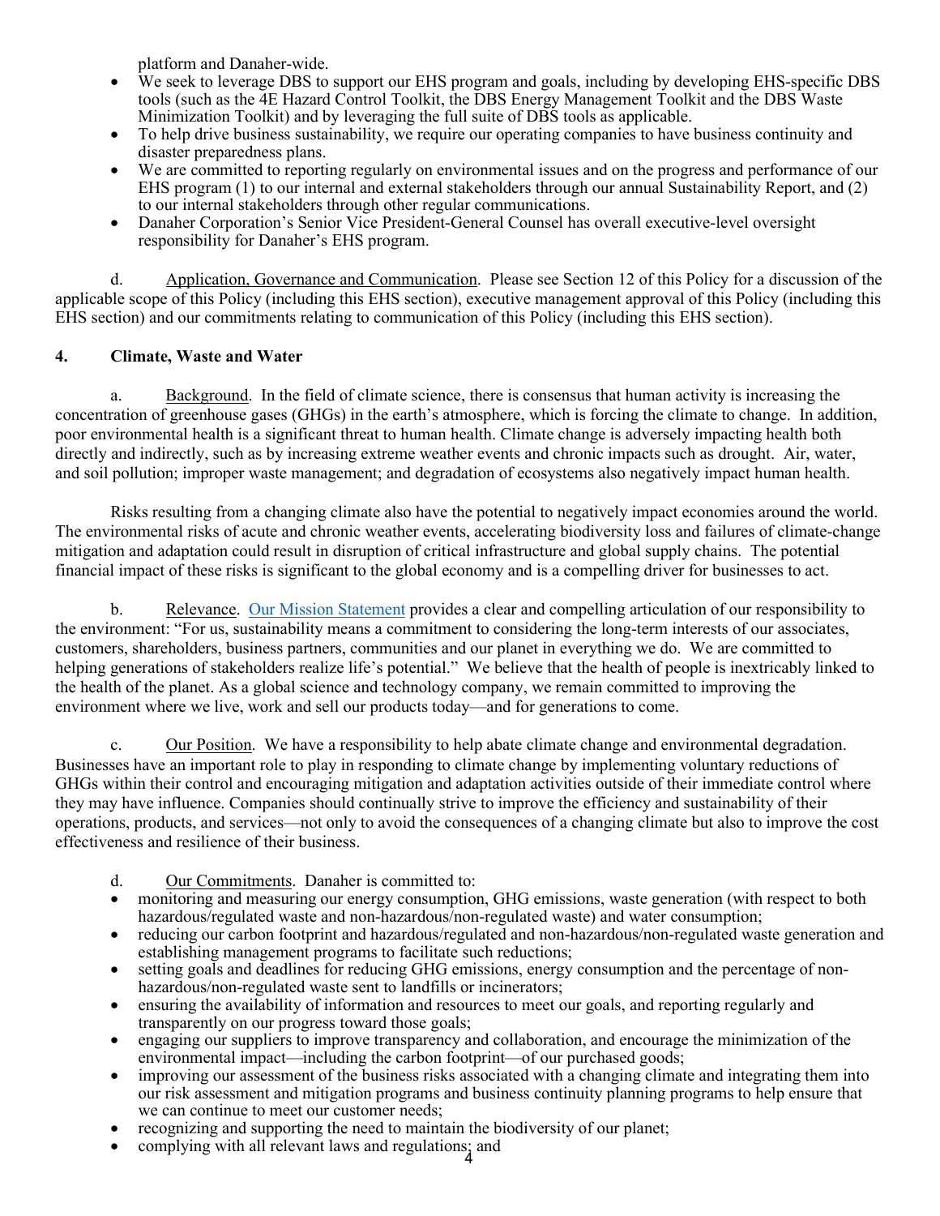platform and Danaher-wide.

- We seek to leverage DBS to support our EHS program and goals, including by developing EHS-specific DBS tools (such as the 4E Hazard Control Toolkit, the DBS Energy Management Toolkit and the DBS Waste Minimization Toolkit) and by leveraging the full suite of DBS tools as applicable.
- To help drive business sustainability, we require our operating companies to have business continuity and disaster preparedness plans.
- We are committed to reporting regularly on environmental issues and on the progress and performance of our EHS program (1) to our internal and external stakeholders through our annual Sustainability Report, and (2) to our internal stakeholders through other regular communications.
- Danaher Corporation's Senior Vice President-General Counsel has overall executive-level oversight responsibility for Danaher's EHS program.

d. Application, Governance and Communication. Please see Section 12 of this Policy for a discussion of the applicable scope of this Policy (including this EHS section), executive management approval of this Policy (including this EHS section) and our commitments relating to communication of this Policy (including this EHS section).

## 4. Climate, Waste and Water

a. Background. In the field of climate science, there is consensus that human activity is increasing the concentration of greenhouse gases (GHGs) in the earth's atmosphere, which is forcing the climate to change. In addition, poor environmental health is a significant threat to human health. Climate change is adversely impacting health both directly and indirectly, such as by increasing extreme weather events and chronic impacts such as drought. Air, water, and soil pollution; improper waste management; and degradation of ecosystems also negatively impact human health.

Risks resulting from a changing climate also have the potential to negatively impact economies around the world. The environmental risks of acute and chronic weather events, accelerating biodiversity loss and failures of climate-change mitigation and adaptation could result in disruption of critical infrastructure and global supply chains. The potential financial impact of these risks is significant to the global economy and is a compelling driver for businesses to act.

b. Relevance. Our Mission Statement provides a clear and compelling articulation of our responsibility to the environment: "For us, sustainability means a commitment to considering the long-term interests of our associates, customers, shareholders, business partners, communities and our planet in everything we do. We are committed to helping generations of stakeholders realize life's potential." We believe that the health of people is inextricably linked to the health of the planet. As a global science and technology company, we remain committed to improving the environment where we live, work and sell our products today—and for generations to come.

c. Our Position. We have a responsibility to help abate climate change and environmental degradation. Businesses have an important role to play in responding to climate change by implementing voluntary reductions of GHGs within their control and encouraging mitigation and adaptation activities outside of their immediate control where they may have influence. Companies should continually strive to improve the efficiency and sustainability of their operations, products, and services—not only to avoid the consequences of a changing climate but also to improve the cost effectiveness and resilience of their business.

d. Our Commitments. Danaher is committed to:

- monitoring and measuring our energy consumption, GHG emissions, waste generation (with respect to both hazardous/regulated waste and non-hazardous/non-regulated waste) and water consumption;
- reducing our carbon footprint and hazardous/regulated and non-hazardous/non-regulated waste generation and establishing management programs to facilitate such reductions;
- setting goals and deadlines for reducing GHG emissions, energy consumption and the percentage of non-hazardous/non-regulated waste sent to landfills or incinerators;
- ensuring the availability of information and resources to meet our goals, and reporting regularly and transparently on our progress toward those goals;
- engaging our suppliers to improve transparency and collaboration, and encourage the minimization of the environmental impact—including the carbon footprint—of our purchased goods;
- improving our assessment of the business risks associated with a changing climate and integrating them into our risk assessment and mitigation programs and business continuity planning programs to help ensure that we can continue to meet our customer needs;
- recognizing and supporting the need to maintain the biodiversity of our planet;
- complying with all relevant laws and regulations; and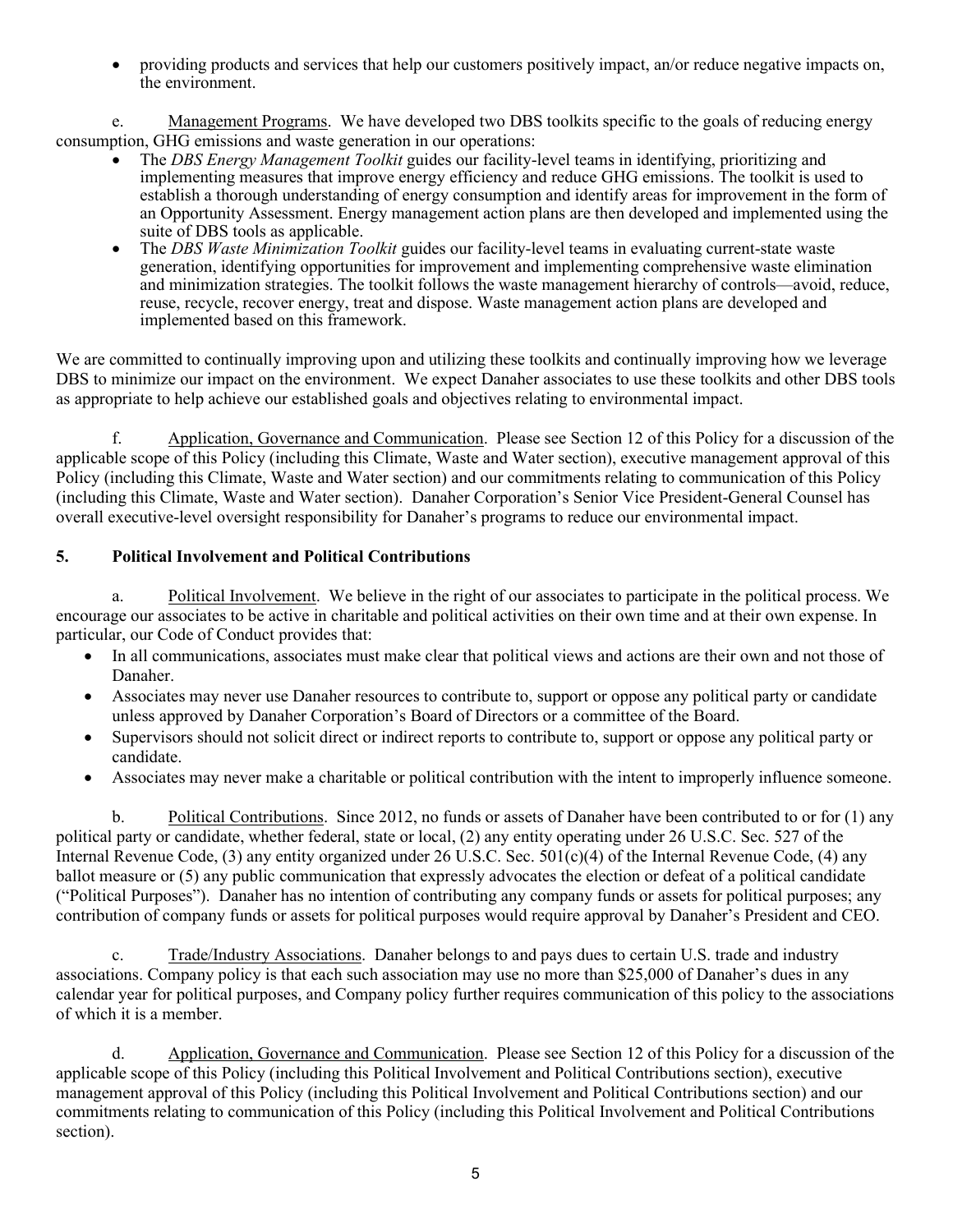- providing products and services that help our customers positively impact, an/or reduce negative impacts on, the environment.

e. Management Programs. We have developed two DBS toolkits specific to the goals of reducing energy consumption, GHG emissions and waste generation in our operations:

- The *DBS Energy Management Toolkit* guides our facility-level teams in identifying, prioritizing and implementing measures that improve energy efficiency and reduce GHG emissions. The toolkit is used to establish a thorough understanding of energy consumption and identify areas for improvement in the form of an Opportunity Assessment. Energy management action plans are then developed and implemented using the suite of DBS tools as applicable.
- The *DBS Waste Minimization Toolkit* guides our facility-level teams in evaluating current-state waste generation, identifying opportunities for improvement and implementing comprehensive waste elimination and minimization strategies. The toolkit follows the waste management hierarchy of controls—avoid, reduce, reuse, recycle, recover energy, treat and dispose. Waste management action plans are developed and implemented based on this framework.

We are committed to continually improving upon and utilizing these toolkits and continually improving how we leverage DBS to minimize our impact on the environment. We expect Danaher associates to use these toolkits and other DBS tools as appropriate to help achieve our established goals and objectives relating to environmental impact.

f. Application, Governance and Communication. Please see Section 12 of this Policy for a discussion of the applicable scope of this Policy (including this Climate, Waste and Water section), executive management approval of this Policy (including this Climate, Waste and Water section) and our commitments relating to communication of this Policy (including this Climate, Waste and Water section). Danaher Corporation's Senior Vice President-General Counsel has overall executive-level oversight responsibility for Danaher's programs to reduce our environmental impact.

## 5. Political Involvement and Political Contributions

a. Political Involvement. We believe in the right of our associates to participate in the political process. We encourage our associates to be active in charitable and political activities on their own time and at their own expense. In particular, our Code of Conduct provides that:

- In all communications, associates must make clear that political views and actions are their own and not those of Danaher.
- Associates may never use Danaher resources to contribute to, support or oppose any political party or candidate unless approved by Danaher Corporation's Board of Directors or a committee of the Board.
- Supervisors should not solicit direct or indirect reports to contribute to, support or oppose any political party or candidate.
- Associates may never make a charitable or political contribution with the intent to improperly influence someone.

b. Political Contributions. Since 2012, no funds or assets of Danaher have been contributed to or for (1) any political party or candidate, whether federal, state or local, (2) any entity operating under 26 U.S.C. Sec. 527 of the Internal Revenue Code, (3) any entity organized under 26 U.S.C. Sec. 501(c)(4) of the Internal Revenue Code, (4) any ballot measure or (5) any public communication that expressly advocates the election or defeat of a political candidate ("Political Purposes"). Danaher has no intention of contributing any company funds or assets for political purposes; any contribution of company funds or assets for political purposes would require approval by Danaher's President and CEO.

c. Trade/Industry Associations. Danaher belongs to and pays dues to certain U.S. trade and industry associations. Company policy is that each such association may use no more than $25,000 of Danaher's dues in any calendar year for political purposes, and Company policy further requires communication of this policy to the associations of which it is a member.

d. Application, Governance and Communication. Please see Section 12 of this Policy for a discussion of the applicable scope of this Policy (including this Political Involvement and Political Contributions section), executive management approval of this Policy (including this Political Involvement and Political Contributions section) and our commitments relating to communication of this Policy (including this Political Involvement and Political Contributions section).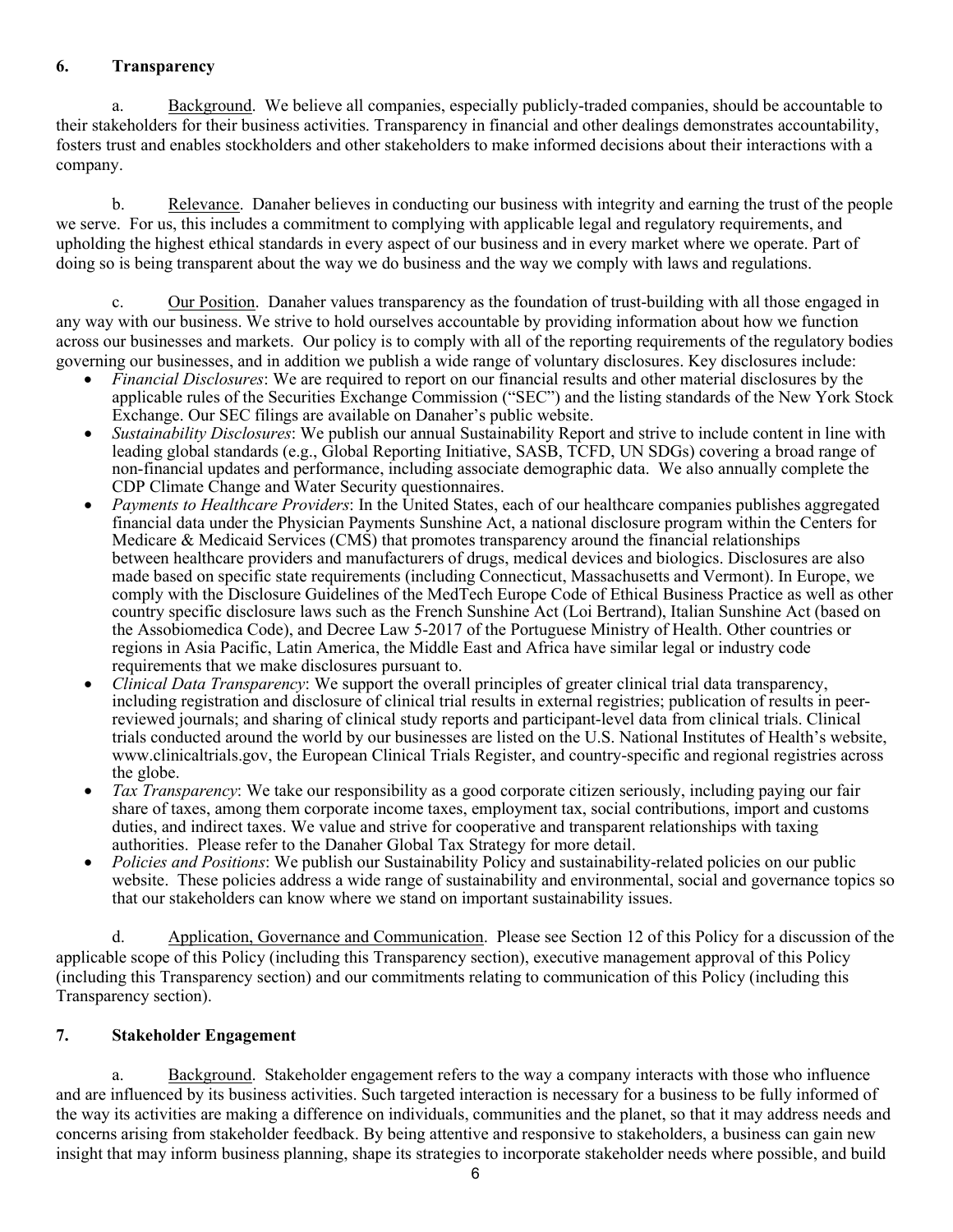## 6. Transparency

a. Background. We believe all companies, especially publicly-traded companies, should be accountable to their stakeholders for their business activities. Transparency in financial and other dealings demonstrates accountability, fosters trust and enables stockholders and other stakeholders to make informed decisions about their interactions with a company.

b. Relevance. Danaher believes in conducting our business with integrity and earning the trust of the people we serve. For us, this includes a commitment to complying with applicable legal and regulatory requirements, and upholding the highest ethical standards in every aspect of our business and in every market where we operate. Part of doing so is being transparent about the way we do business and the way we comply with laws and regulations.

c. Our Position. Danaher values transparency as the foundation of trust-building with all those engaged in any way with our business. We strive to hold ourselves accountable by providing information about how we function across our businesses and markets. Our policy is to comply with all of the reporting requirements of the regulatory bodies governing our businesses, and in addition we publish a wide range of voluntary disclosures. Key disclosures include:

- *Financial Disclosures*: We are required to report on our financial results and other material disclosures by the applicable rules of the Securities Exchange Commission ("SEC") and the listing standards of the New York Stock Exchange. Our SEC filings are available on Danaher's public website.
- *Sustainability Disclosures*: We publish our annual Sustainability Report and strive to include content in line with leading global standards (e.g., Global Reporting Initiative, SASB, TCFD, UN SDGs) covering a broad range of non-financial updates and performance, including associate demographic data. We also annually complete the CDP Climate Change and Water Security questionnaires.
- *Payments to Healthcare Providers*: In the United States, each of our healthcare companies publishes aggregated financial data under the Physician Payments Sunshine Act, a national disclosure program within the Centers for Medicare & Medicaid Services (CMS) that promotes transparency around the financial relationships between healthcare providers and manufacturers of drugs, medical devices and biologics. Disclosures are also made based on specific state requirements (including Connecticut, Massachusetts and Vermont). In Europe, we comply with the Disclosure Guidelines of the MedTech Europe Code of Ethical Business Practice as well as other country specific disclosure laws such as the French Sunshine Act (Loi Bertrand), Italian Sunshine Act (based on the Assobiomedica Code), and Decree Law 5-2017 of the Portuguese Ministry of Health. Other countries or regions in Asia Pacific, Latin America, the Middle East and Africa have similar legal or industry code requirements that we make disclosures pursuant to.
- *Clinical Data Transparency*: We support the overall principles of greater clinical trial data transparency, including registration and disclosure of clinical trial results in external registries; publication of results in peer-reviewed journals; and sharing of clinical study reports and participant-level data from clinical trials. Clinical trials conducted around the world by our businesses are listed on the U.S. National Institutes of Health's website, www.clinicaltrials.gov, the European Clinical Trials Register, and country-specific and regional registries across the globe.
- *Tax Transparency*: We take our responsibility as a good corporate citizen seriously, including paying our fair share of taxes, among them corporate income taxes, employment tax, social contributions, import and customs duties, and indirect taxes. We value and strive for cooperative and transparent relationships with taxing authorities. Please refer to the Danaher Global Tax Strategy for more detail.
- *Policies and Positions*: We publish our Sustainability Policy and sustainability-related policies on our public website. These policies address a wide range of sustainability and environmental, social and governance topics so that our stakeholders can know where we stand on important sustainability issues.

d. Application, Governance and Communication. Please see Section 12 of this Policy for a discussion of the applicable scope of this Policy (including this Transparency section), executive management approval of this Policy (including this Transparency section) and our commitments relating to communication of this Policy (including this Transparency section).

## 7. Stakeholder Engagement

a. Background. Stakeholder engagement refers to the way a company interacts with those who influence and are influenced by its business activities. Such targeted interaction is necessary for a business to be fully informed of the way its activities are making a difference on individuals, communities and the planet, so that it may address needs and concerns arising from stakeholder feedback. By being attentive and responsive to stakeholders, a business can gain new insight that may inform business planning, shape its strategies to incorporate stakeholder needs where possible, and build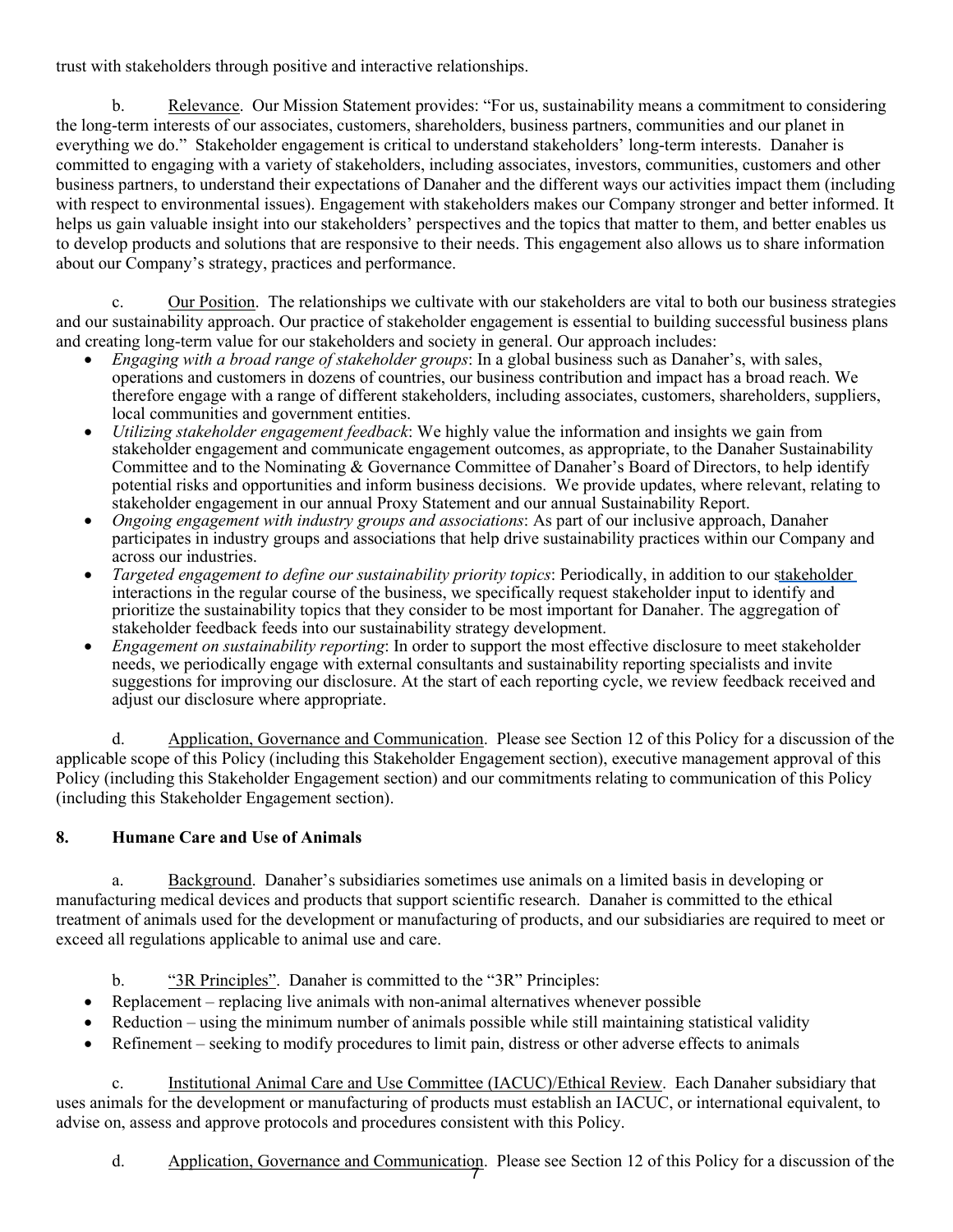trust with stakeholders through positive and interactive relationships.

b. Relevance. Our Mission Statement provides: "For us, sustainability means a commitment to considering the long-term interests of our associates, customers, shareholders, business partners, communities and our planet in everything we do." Stakeholder engagement is critical to understand stakeholders' long-term interests. Danaher is committed to engaging with a variety of stakeholders, including associates, investors, communities, customers and other business partners, to understand their expectations of Danaher and the different ways our activities impact them (including with respect to environmental issues). Engagement with stakeholders makes our Company stronger and better informed. It helps us gain valuable insight into our stakeholders' perspectives and the topics that matter to them, and better enables us to develop products and solutions that are responsive to their needs. This engagement also allows us to share information about our Company's strategy, practices and performance.

c. Our Position. The relationships we cultivate with our stakeholders are vital to both our business strategies and our sustainability approach. Our practice of stakeholder engagement is essential to building successful business plans and creating long-term value for our stakeholders and society in general. Our approach includes:

- *Engaging with a broad range of stakeholder groups*: In a global business such as Danaher's, with sales, operations and customers in dozens of countries, our business contribution and impact has a broad reach. We therefore engage with a range of different stakeholders, including associates, customers, shareholders, suppliers, local communities and government entities.
- *Utilizing stakeholder engagement feedback*: We highly value the information and insights we gain from stakeholder engagement and communicate engagement outcomes, as appropriate, to the Danaher Sustainability Committee and to the Nominating & Governance Committee of Danaher's Board of Directors, to help identify potential risks and opportunities and inform business decisions. We provide updates, where relevant, relating to stakeholder engagement in our annual Proxy Statement and our annual Sustainability Report.
- *Ongoing engagement with industry groups and associations*: As part of our inclusive approach, Danaher participates in industry groups and associations that help drive sustainability practices within our Company and across our industries.
- *Targeted engagement to define our sustainability priority topics*: Periodically, in addition to our stakeholder interactions in the regular course of the business, we specifically request stakeholder input to identify and prioritize the sustainability topics that they consider to be most important for Danaher. The aggregation of stakeholder feedback feeds into our sustainability strategy development.
- *Engagement on sustainability reporting*: In order to support the most effective disclosure to meet stakeholder needs, we periodically engage with external consultants and sustainability reporting specialists and invite suggestions for improving our disclosure. At the start of each reporting cycle, we review feedback received and adjust our disclosure where appropriate.

d. Application, Governance and Communication. Please see Section 12 of this Policy for a discussion of the applicable scope of this Policy (including this Stakeholder Engagement section), executive management approval of this Policy (including this Stakeholder Engagement section) and our commitments relating to communication of this Policy (including this Stakeholder Engagement section).

## 8. Humane Care and Use of Animals

a. Background. Danaher's subsidiaries sometimes use animals on a limited basis in developing or manufacturing medical devices and products that support scientific research. Danaher is committed to the ethical treatment of animals used for the development or manufacturing of products, and our subsidiaries are required to meet or exceed all regulations applicable to animal use and care.

b. "3R Principles". Danaher is committed to the "3R" Principles:

- Replacement – replacing live animals with non-animal alternatives whenever possible
- Reduction – using the minimum number of animals possible while still maintaining statistical validity
- Refinement – seeking to modify procedures to limit pain, distress or other adverse effects to animals

c. Institutional Animal Care and Use Committee (IACUC)/Ethical Review. Each Danaher subsidiary that uses animals for the development or manufacturing of products must establish an IACUC, or international equivalent, to advise on, assess and approve protocols and procedures consistent with this Policy.

d. Application, Governance and Communication. Please see Section 12 of this Policy for a discussion of the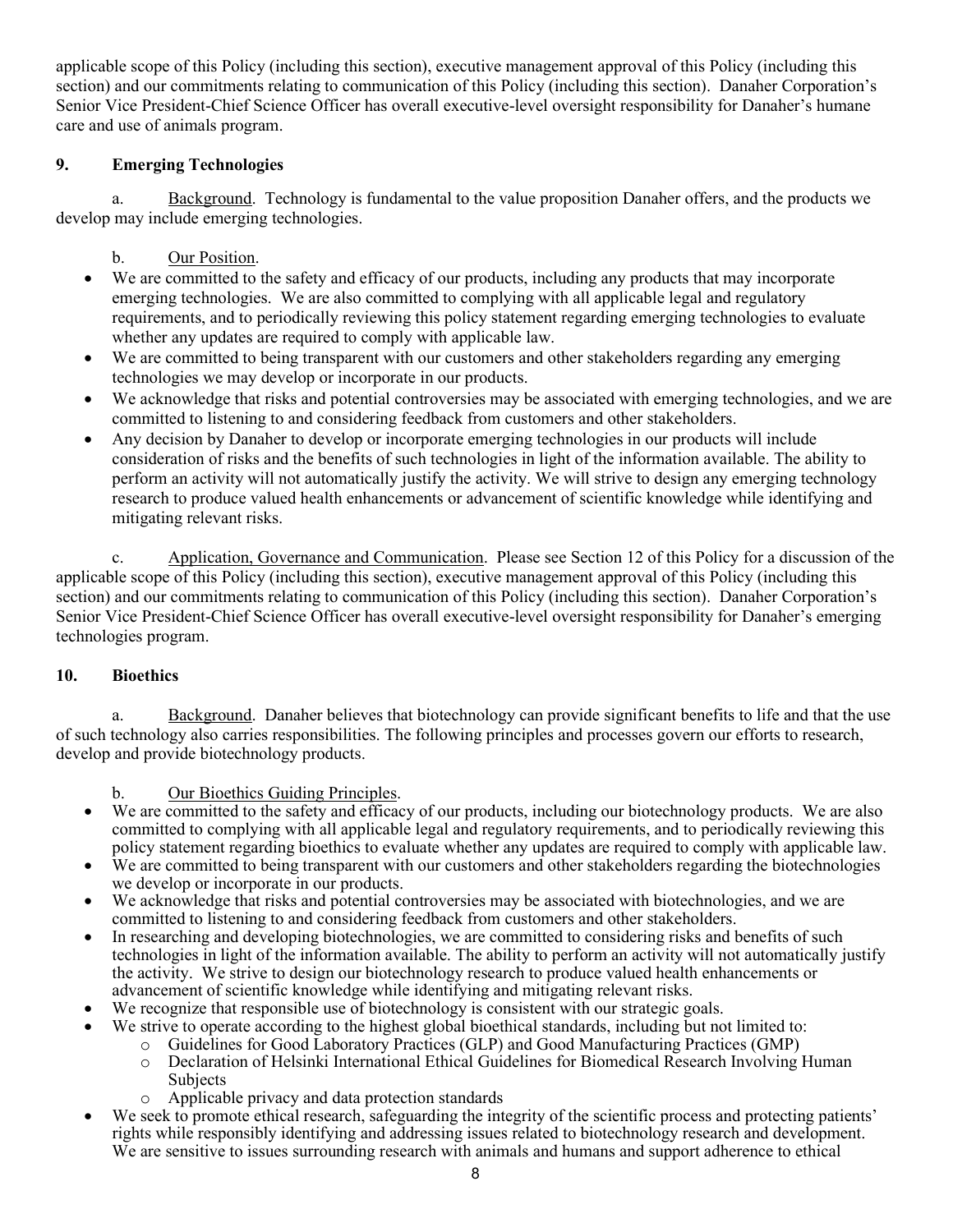applicable scope of this Policy (including this section), executive management approval of this Policy (including this section) and our commitments relating to communication of this Policy (including this section). Danaher Corporation's Senior Vice President-Chief Science Officer has overall executive-level oversight responsibility for Danaher's humane care and use of animals program.

## 9. Emerging Technologies

a. Background. Technology is fundamental to the value proposition Danaher offers, and the products we develop may include emerging technologies.

b. Our Position.

- We are committed to the safety and efficacy of our products, including any products that may incorporate emerging technologies. We are also committed to complying with all applicable legal and regulatory requirements, and to periodically reviewing this policy statement regarding emerging technologies to evaluate whether any updates are required to comply with applicable law.
- We are committed to being transparent with our customers and other stakeholders regarding any emerging technologies we may develop or incorporate in our products.
- We acknowledge that risks and potential controversies may be associated with emerging technologies, and we are committed to listening to and considering feedback from customers and other stakeholders.
- Any decision by Danaher to develop or incorporate emerging technologies in our products will include consideration of risks and the benefits of such technologies in light of the information available. The ability to perform an activity will not automatically justify the activity. We will strive to design any emerging technology research to produce valued health enhancements or advancement of scientific knowledge while identifying and mitigating relevant risks.

c. Application, Governance and Communication. Please see Section 12 of this Policy for a discussion of the applicable scope of this Policy (including this section), executive management approval of this Policy (including this section) and our commitments relating to communication of this Policy (including this section). Danaher Corporation's Senior Vice President-Chief Science Officer has overall executive-level oversight responsibility for Danaher's emerging technologies program.

## 10. Bioethics

a. Background. Danaher believes that biotechnology can provide significant benefits to life and that the use of such technology also carries responsibilities. The following principles and processes govern our efforts to research, develop and provide biotechnology products.

b. Our Bioethics Guiding Principles.

- We are committed to the safety and efficacy of our products, including our biotechnology products. We are also committed to complying with all applicable legal and regulatory requirements, and to periodically reviewing this policy statement regarding bioethics to evaluate whether any updates are required to comply with applicable law.
- We are committed to being transparent with our customers and other stakeholders regarding the biotechnologies we develop or incorporate in our products.
- We acknowledge that risks and potential controversies may be associated with biotechnologies, and we are committed to listening to and considering feedback from customers and other stakeholders.
- In researching and developing biotechnologies, we are committed to considering risks and benefits of such technologies in light of the information available. The ability to perform an activity will not automatically justify the activity. We strive to design our biotechnology research to produce valued health enhancements or advancement of scientific knowledge while identifying and mitigating relevant risks.
- We recognize that responsible use of biotechnology is consistent with our strategic goals.
- We strive to operate according to the highest global bioethical standards, including but not limited to:
  - Guidelines for Good Laboratory Practices (GLP) and Good Manufacturing Practices (GMP)
  - Declaration of Helsinki International Ethical Guidelines for Biomedical Research Involving Human Subjects
  - Applicable privacy and data protection standards
- We seek to promote ethical research, safeguarding the integrity of the scientific process and protecting patients' rights while responsibly identifying and addressing issues related to biotechnology research and development. We are sensitive to issues surrounding research with animals and humans and support adherence to ethical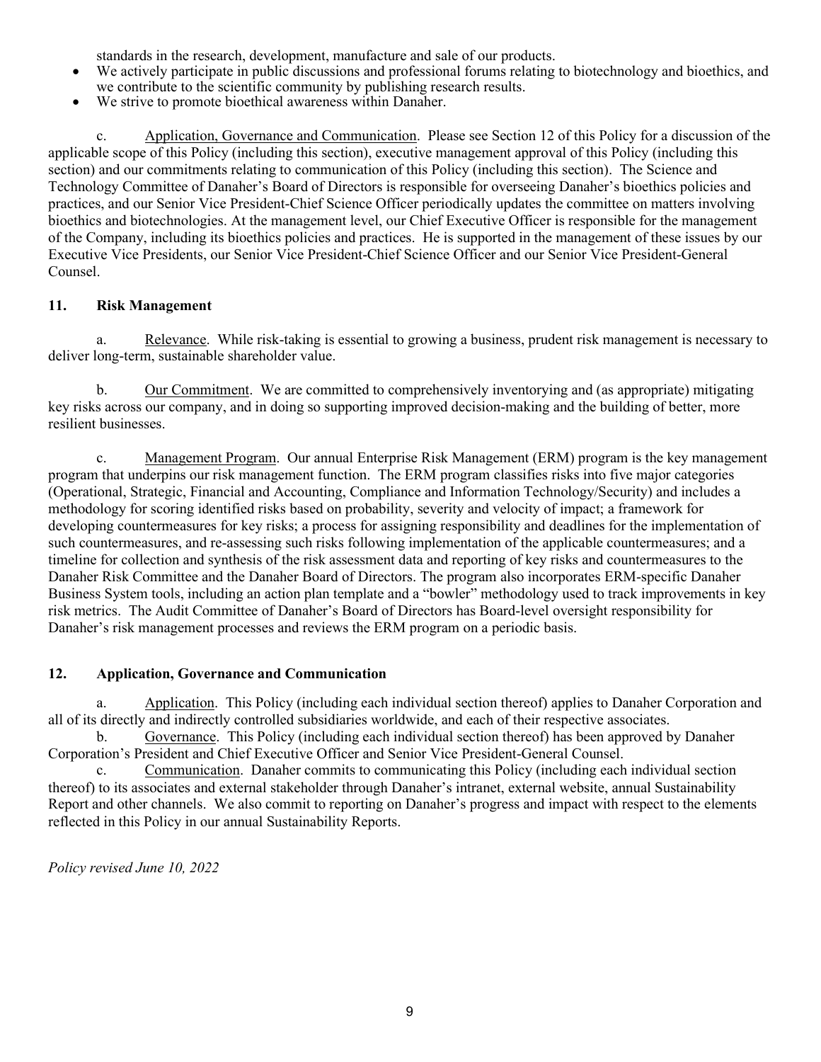standards in the research, development, manufacture and sale of our products.

- We actively participate in public discussions and professional forums relating to biotechnology and bioethics, and we contribute to the scientific community by publishing research results.
- We strive to promote bioethical awareness within Danaher.

c. Application, Governance and Communication. Please see Section 12 of this Policy for a discussion of the applicable scope of this Policy (including this section), executive management approval of this Policy (including this section) and our commitments relating to communication of this Policy (including this section). The Science and Technology Committee of Danaher's Board of Directors is responsible for overseeing Danaher's bioethics policies and practices, and our Senior Vice President-Chief Science Officer periodically updates the committee on matters involving bioethics and biotechnologies. At the management level, our Chief Executive Officer is responsible for the management of the Company, including its bioethics policies and practices. He is supported in the management of these issues by our Executive Vice Presidents, our Senior Vice President-Chief Science Officer and our Senior Vice President-General Counsel.

## 11. Risk Management

a. Relevance. While risk-taking is essential to growing a business, prudent risk management is necessary to deliver long-term, sustainable shareholder value.

b. Our Commitment. We are committed to comprehensively inventorying and (as appropriate) mitigating key risks across our company, and in doing so supporting improved decision-making and the building of better, more resilient businesses.

c. Management Program. Our annual Enterprise Risk Management (ERM) program is the key management program that underpins our risk management function. The ERM program classifies risks into five major categories (Operational, Strategic, Financial and Accounting, Compliance and Information Technology/Security) and includes a methodology for scoring identified risks based on probability, severity and velocity of impact; a framework for developing countermeasures for key risks; a process for assigning responsibility and deadlines for the implementation of such countermeasures, and re-assessing such risks following implementation of the applicable countermeasures; and a timeline for collection and synthesis of the risk assessment data and reporting of key risks and countermeasures to the Danaher Risk Committee and the Danaher Board of Directors. The program also incorporates ERM-specific Danaher Business System tools, including an action plan template and a "bowler" methodology used to track improvements in key risk metrics. The Audit Committee of Danaher's Board of Directors has Board-level oversight responsibility for Danaher's risk management processes and reviews the ERM program on a periodic basis.

## 12. Application, Governance and Communication

a. Application. This Policy (including each individual section thereof) applies to Danaher Corporation and all of its directly and indirectly controlled subsidiaries worldwide, and each of their respective associates.

b. Governance. This Policy (including each individual section thereof) has been approved by Danaher Corporation's President and Chief Executive Officer and Senior Vice President-General Counsel.

c. Communication. Danaher commits to communicating this Policy (including each individual section thereof) to its associates and external stakeholder through Danaher's intranet, external website, annual Sustainability Report and other channels. We also commit to reporting on Danaher's progress and impact with respect to the elements reflected in this Policy in our annual Sustainability Reports.

*Policy revised June 10, 2022*